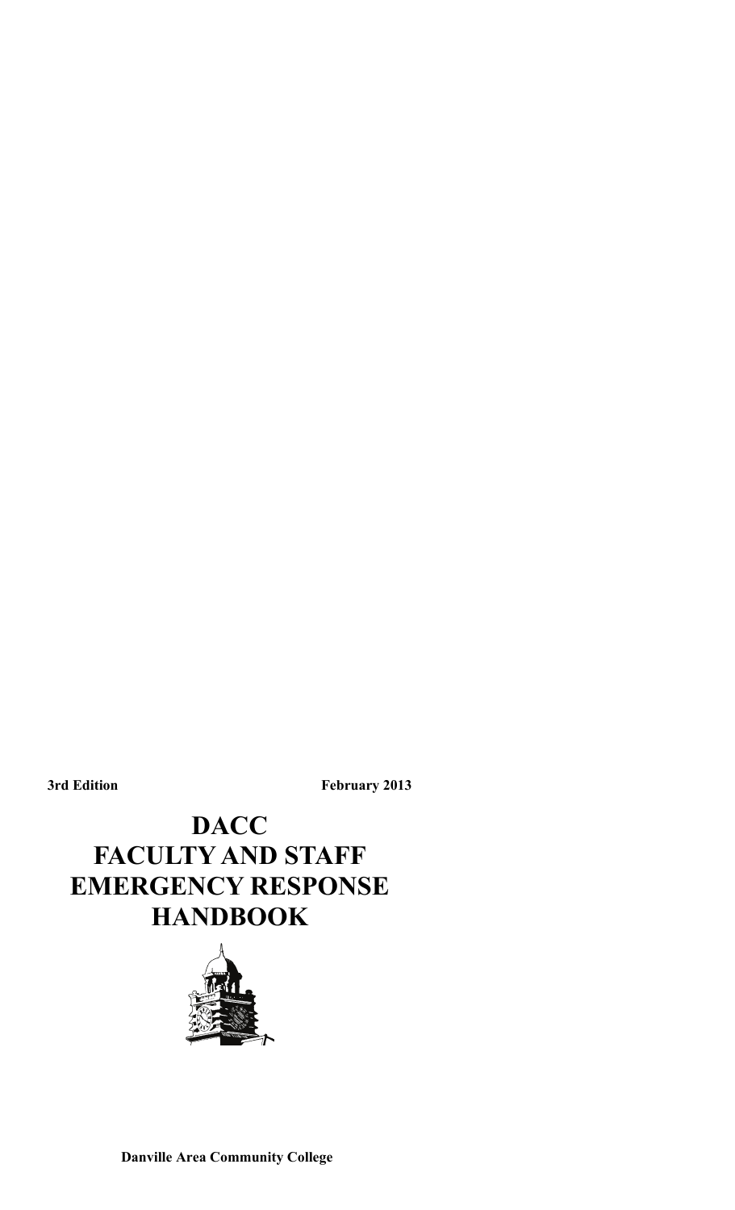**3rd Edition** **February 2013**

# DACC FACULTY AND STAFF EMERGENCY RESPONSE HANDBOOK

**Danville Area Community College**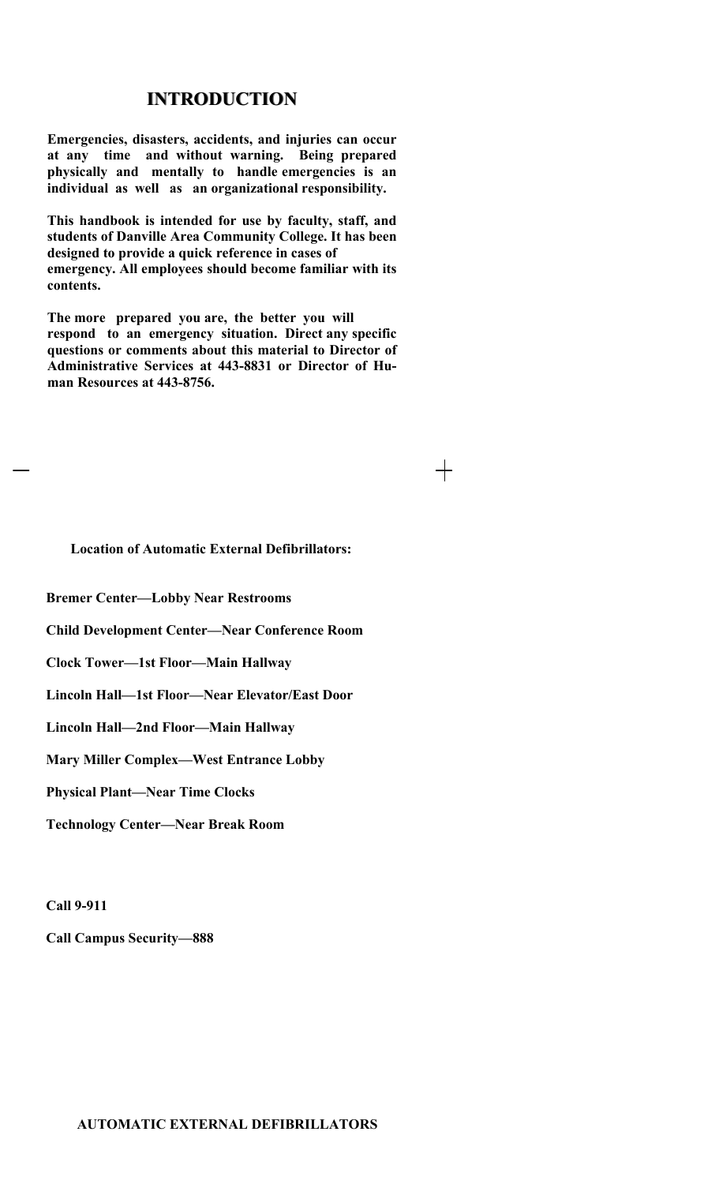# INTRODUCTION

**Emergencies, disasters, accidents, and injuries can occur at any time and without warning. Being prepared physically and mentally to handle emergencies is an individual as well as an organizational responsibility.**

**This handbook is intended for use by faculty, staff, and students of Danville Area Community College. It has been designed to provide a quick reference in cases of emergency. All employees should become familiar with its contents.**

**The more prepared you are, the better you will respond to an emergency situation. Direct any specific questions or comments about this material to Director of Administrative Services at 443-8831 or Director of Human Resources at 443-8756.**

**Location of Automatic External Defibrillators:**

**Bremer Center—Lobby Near Restrooms**

**Child Development Center—Near Conference Room**

**Clock Tower—1st Floor—Main Hallway**

**Lincoln Hall—1st Floor—Near Elevator/East Door**

**Lincoln Hall—2nd Floor—Main Hallway**

**Mary Miller Complex—West Entrance Lobby**

**Physical Plant—Near Time Clocks**

**Technology Center—Near Break Room**

**Call 9-911**

**Call Campus Security—888**

## AUTOMATIC EXTERNAL DEFIBRILLATORS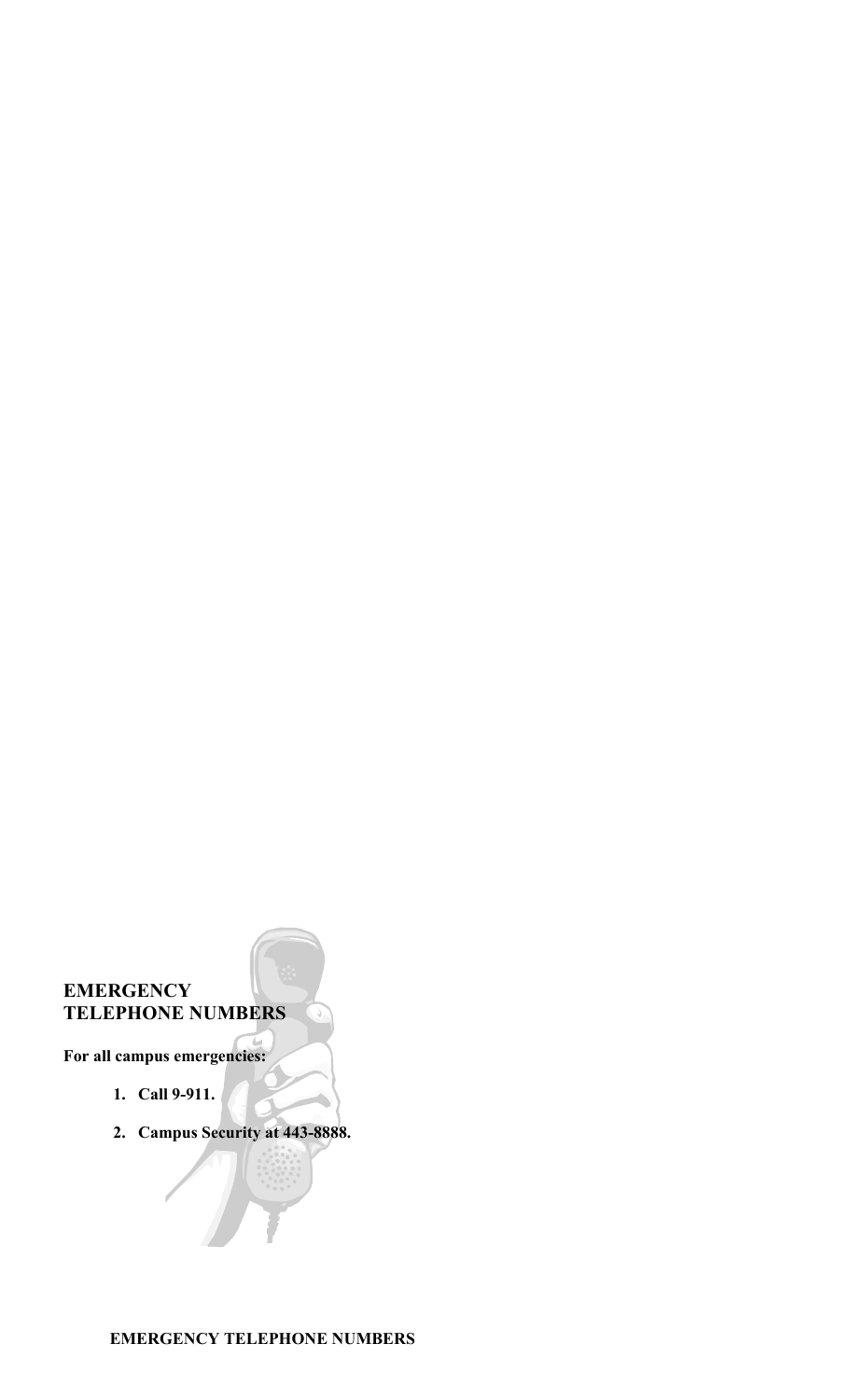## EMERGENCY TELEPHONE NUMBERS

**For all campus emergencies:**

1. **Call 9-911.**
2. **Campus Security at 443-8888.**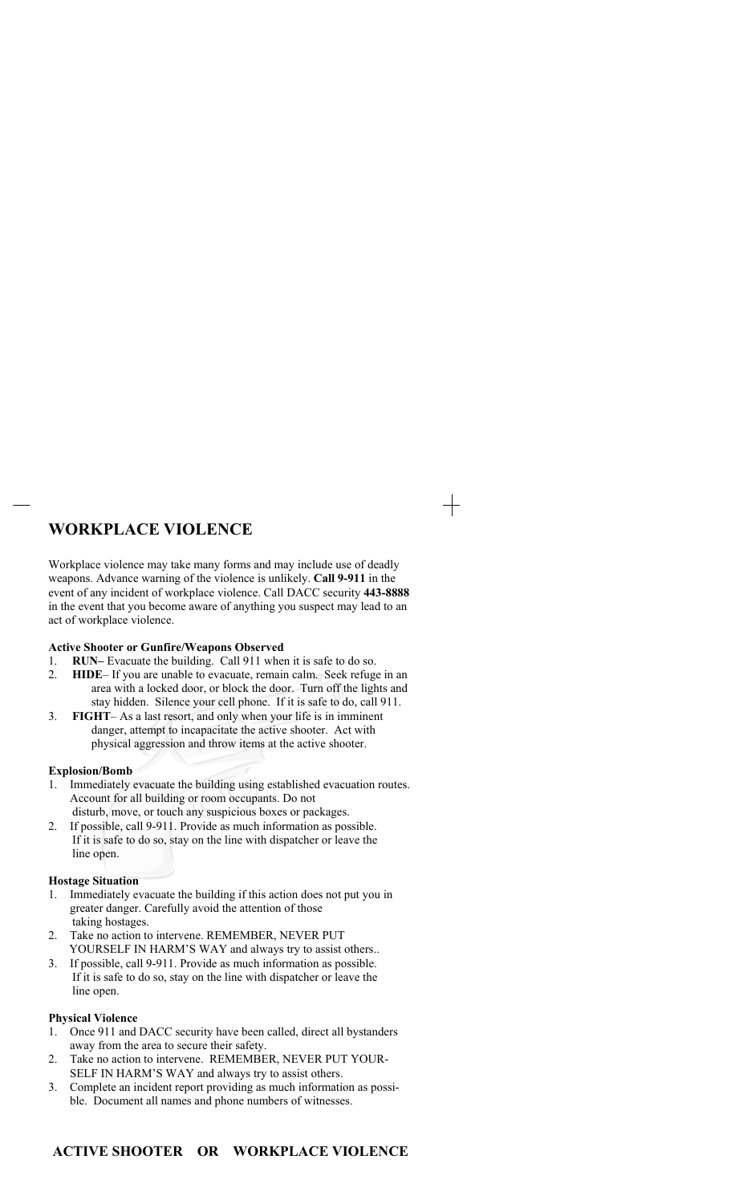# WORKPLACE VIOLENCE

Workplace violence may take many forms and may include use of deadly weapons. Advance warning of the violence is unlikely. **Call 9-911** in the event of any incident of workplace violence. Call DACC security **443-8888** in the event that you become aware of anything you suspect may lead to an act of workplace violence.

**Active Shooter or Gunfire/Weapons Observed**

1. **RUN–** Evacuate the building. Call 911 when it is safe to do so.
2. **HIDE**– If you are unable to evacuate, remain calm. Seek refuge in an area with a locked door, or block the door. Turn off the lights and stay hidden. Silence your cell phone. If it is safe to do, call 911.
3. **FIGHT**– As a last resort, and only when your life is in imminent danger, attempt to incapacitate the active shooter. Act with physical aggression and throw items at the active shooter.

**Explosion/Bomb**

1. Immediately evacuate the building using established evacuation routes. Account for all building or room occupants. Do not disturb, move, or touch any suspicious boxes or packages.
2. If possible, call 9-911. Provide as much information as possible. If it is safe to do so, stay on the line with dispatcher or leave the line open.

**Hostage Situation**

1. Immediately evacuate the building if this action does not put you in greater danger. Carefully avoid the attention of those taking hostages.
2. Take no action to intervene. REMEMBER, NEVER PUT YOURSELF IN HARM'S WAY and always try to assist others..
3. If possible, call 9-911. Provide as much information as possible. If it is safe to do so, stay on the line with dispatcher or leave the line open.

**Physical Violence**

1. Once 911 and DACC security have been called, direct all bystanders away from the area to secure their safety.
2. Take no action to intervene. REMEMBER, NEVER PUT YOURSELF IN HARM'S WAY and always try to assist others.
3. Complete an incident report providing as much information as possible. Document all names and phone numbers of witnesses.

**ACTIVE SHOOTER OR WORKPLACE VIOLENCE**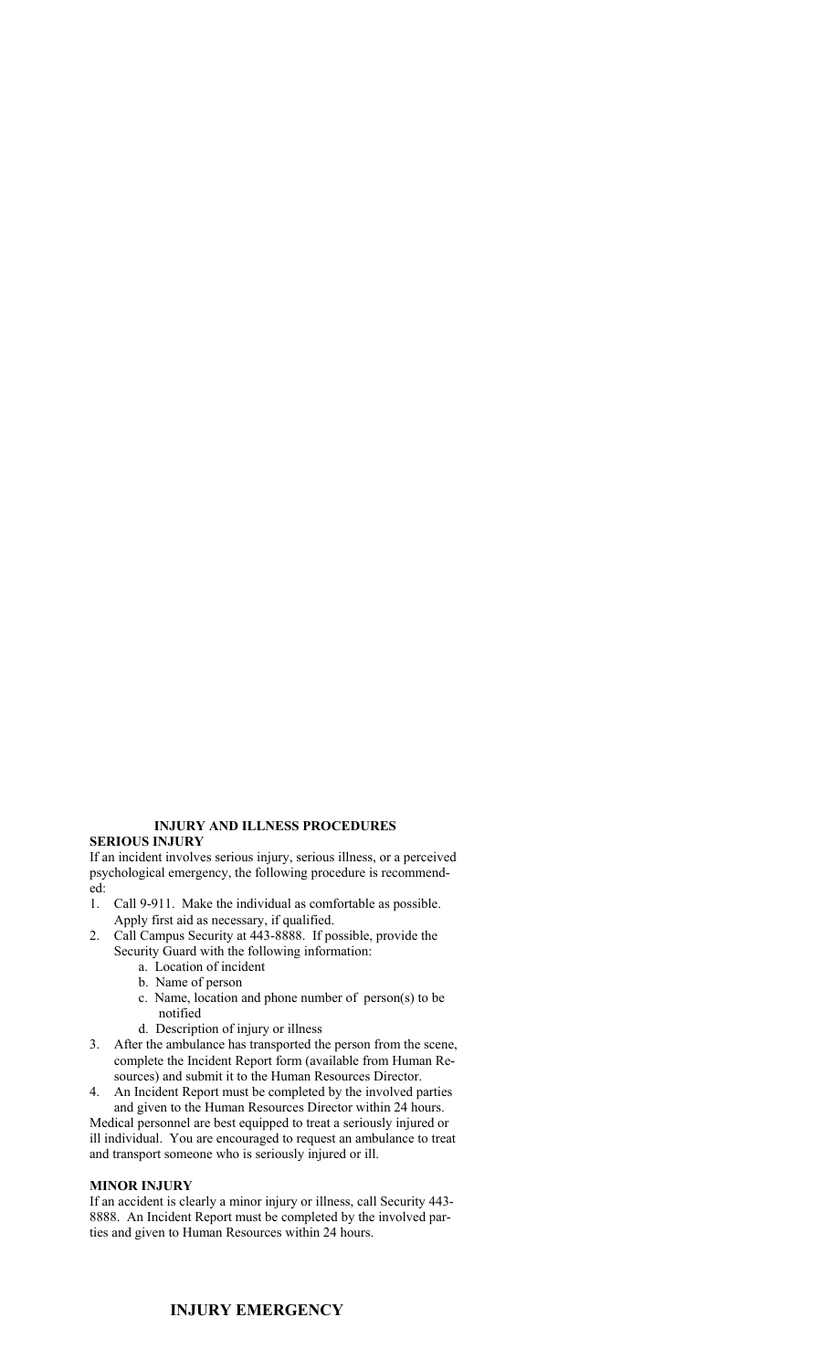## INJURY AND ILLNESS PROCEDURES

### SERIOUS INJURY

If an incident involves serious injury, serious illness, or a perceived psychological emergency, the following procedure is recommended:

1. Call 9-911. Make the individual as comfortable as possible. Apply first aid as necessary, if qualified.
2. Call Campus Security at 443-8888. If possible, provide the Security Guard with the following information:
   a. Location of incident
   b. Name of person
   c. Name, location and phone number of person(s) to be notified
   d. Description of injury or illness
3. After the ambulance has transported the person from the scene, complete the Incident Report form (available from Human Resources) and submit it to the Human Resources Director.
4. An Incident Report must be completed by the involved parties and given to the Human Resources Director within 24 hours.

Medical personnel are best equipped to treat a seriously injured or ill individual. You are encouraged to request an ambulance to treat and transport someone who is seriously injured or ill.

### MINOR INJURY

If an accident is clearly a minor injury or illness, call Security 443-8888. An Incident Report must be completed by the involved parties and given to Human Resources within 24 hours.

## INJURY EMERGENCY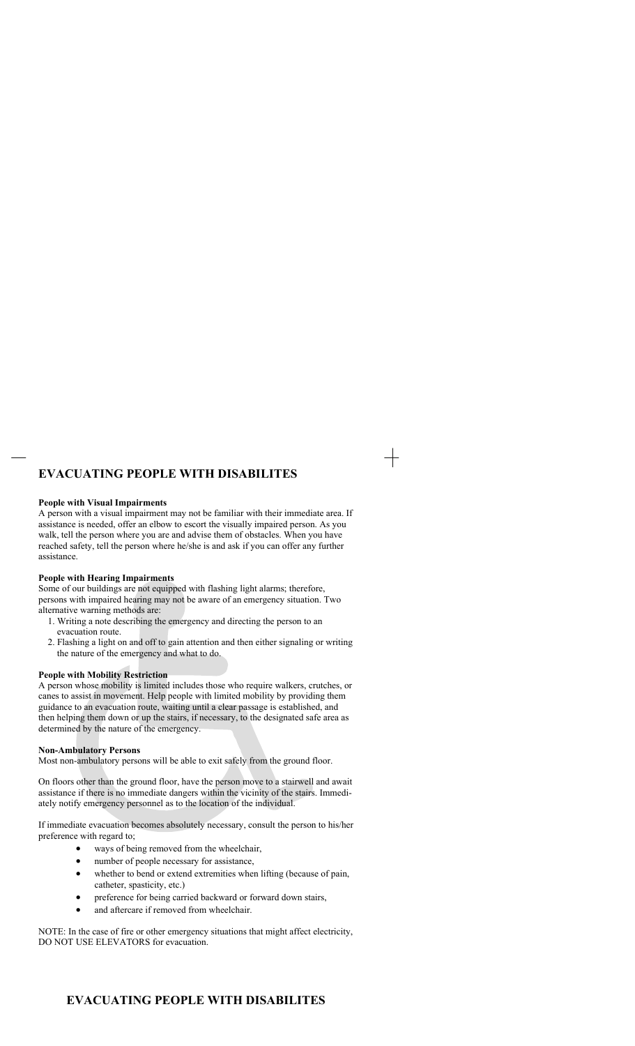# EVACUATING PEOPLE WITH DISABILITES

**People with Visual Impairments**

A person with a visual impairment may not be familiar with their immediate area. If assistance is needed, offer an elbow to escort the visually impaired person. As you walk, tell the person where you are and advise them of obstacles. When you have reached safety, tell the person where he/she is and ask if you can offer any further assistance.

**People with Hearing Impairments**

Some of our buildings are not equipped with flashing light alarms; therefore, persons with impaired hearing may not be aware of an emergency situation. Two alternative warning methods are:

1. Writing a note describing the emergency and directing the person to an evacuation route.
2. Flashing a light on and off to gain attention and then either signaling or writing the nature of the emergency and what to do.

**People with Mobility Restriction**

A person whose mobility is limited includes those who require walkers, crutches, or canes to assist in movement. Help people with limited mobility by providing them guidance to an evacuation route, waiting until a clear passage is established, and then helping them down or up the stairs, if necessary, to the designated safe area as determined by the nature of the emergency.

**Non-Ambulatory Persons**

Most non-ambulatory persons will be able to exit safely from the ground floor.

On floors other than the ground floor, have the person move to a stairwell and await assistance if there is no immediate dangers within the vicinity of the stairs. Immediately notify emergency personnel as to the location of the individual.

If immediate evacuation becomes absolutely necessary, consult the person to his/her preference with regard to;

- ways of being removed from the wheelchair,
- number of people necessary for assistance,
- whether to bend or extend extremities when lifting (because of pain, catheter, spasticity, etc.)
- preference for being carried backward or forward down stairs,
- and aftercare if removed from wheelchair.

NOTE: In the case of fire or other emergency situations that might affect electricity, DO NOT USE ELEVATORS for evacuation.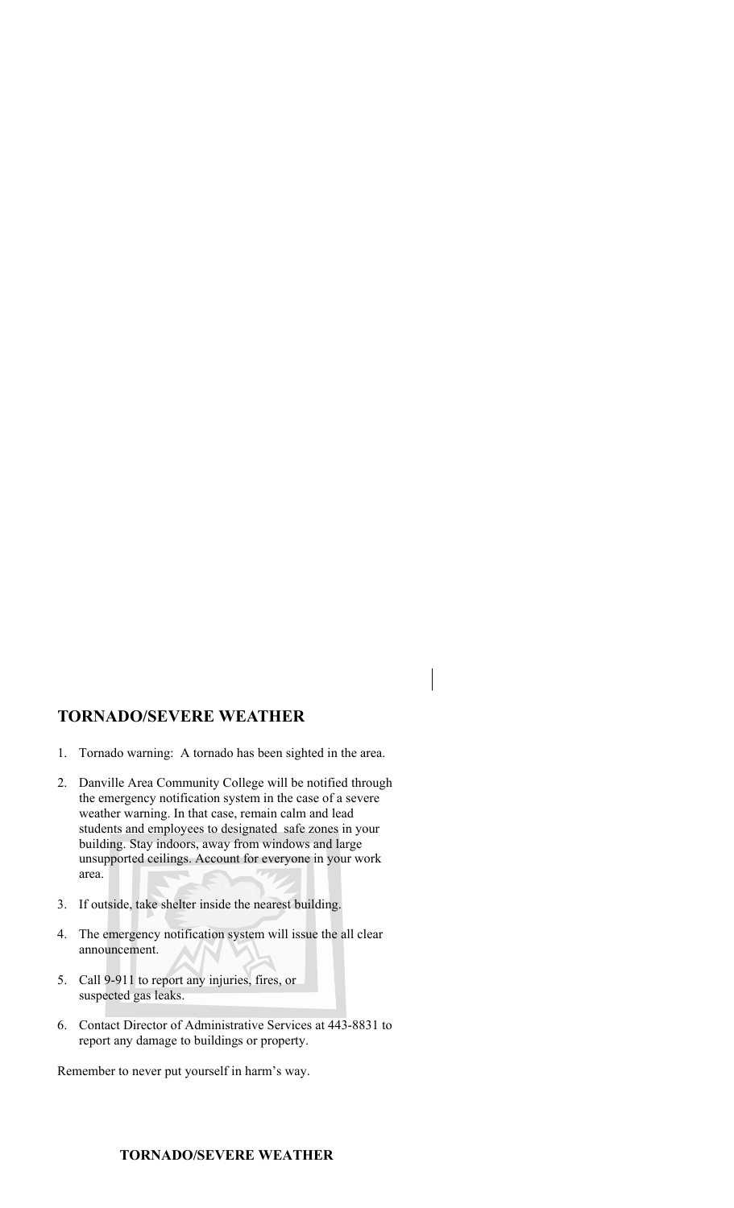## TORNADO/SEVERE WEATHER

1. Tornado warning: A tornado has been sighted in the area.

2. Danville Area Community College will be notified through the emergency notification system in the case of a severe weather warning. In that case, remain calm and lead students and employees to designated safe zones in your building. Stay indoors, away from windows and large unsupported ceilings. Account for everyone in your work area.

3. If outside, take shelter inside the nearest building.

4. The emergency notification system will issue the all clear announcement.

5. Call 9-911 to report any injuries, fires, or suspected gas leaks.

6. Contact Director of Administrative Services at 443-8831 to report any damage to buildings or property.

Remember to never put yourself in harm's way.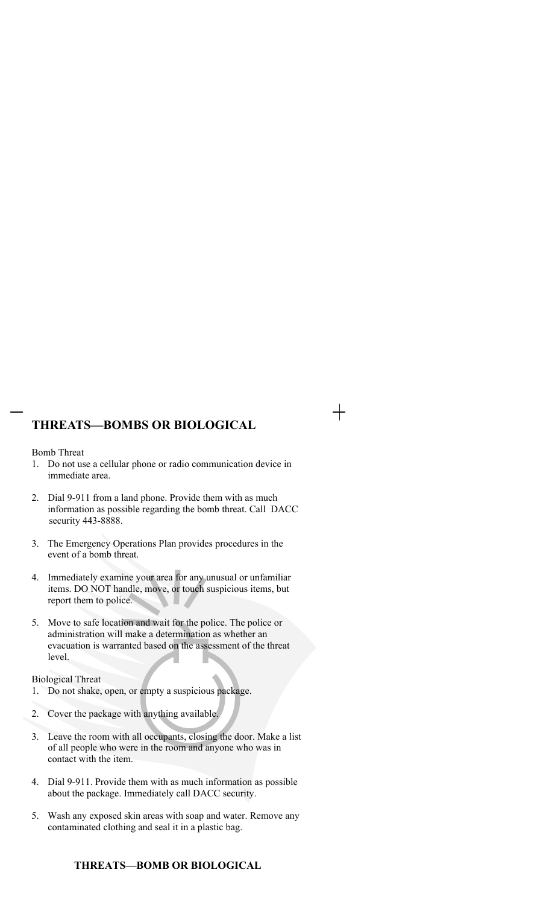## THREATS—BOMBS OR BIOLOGICAL

Bomb Threat

1. Do not use a cellular phone or radio communication device in immediate area.

2. Dial 9-911 from a land phone. Provide them with as much information as possible regarding the bomb threat. Call DACC security 443-8888.

3. The Emergency Operations Plan provides procedures in the event of a bomb threat.

4. Immediately examine your area for any unusual or unfamiliar items. DO NOT handle, move, or touch suspicious items, but report them to police.

5. Move to safe location and wait for the police. The police or administration will make a determination as whether an evacuation is warranted based on the assessment of the threat level.

Biological Threat

1. Do not shake, open, or empty a suspicious package.

2. Cover the package with anything available.

3. Leave the room with all occupants, closing the door. Make a list of all people who were in the room and anyone who was in contact with the item.

4. Dial 9-911. Provide them with as much information as possible about the package. Immediately call DACC security.

5. Wash any exposed skin areas with soap and water. Remove any contaminated clothing and seal it in a plastic bag.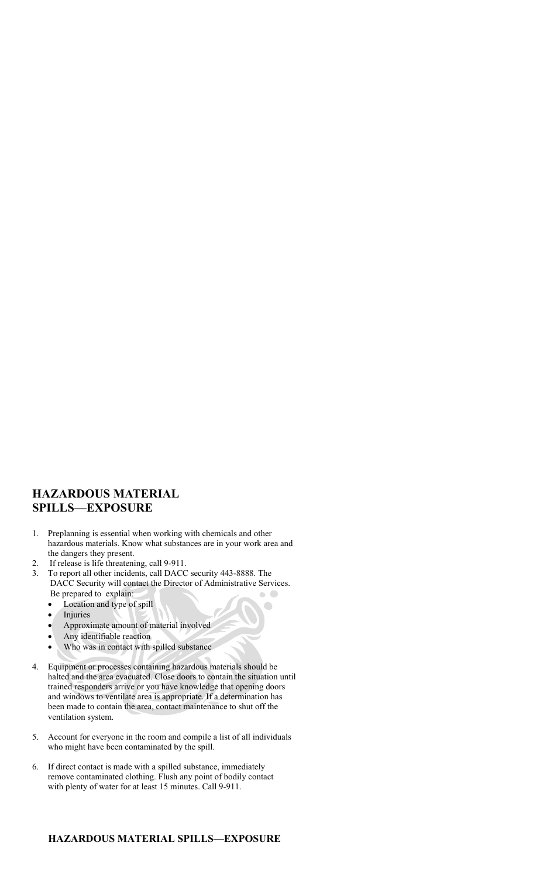## HAZARDOUS MATERIAL SPILLS—EXPOSURE

1. Preplanning is essential when working with chemicals and other hazardous materials. Know what substances are in your work area and the dangers they present.
2. If release is life threatening, call 9-911.
3. To report all other incidents, call DACC security 443-8888. The DACC Security will contact the Director of Administrative Services. Be prepared to explain:
   - Location and type of spill
   - Injuries
   - Approximate amount of material involved
   - Any identifiable reaction
   - Who was in contact with spilled substance
4. Equipment or processes containing hazardous materials should be halted and the area evacuated. Close doors to contain the situation until trained responders arrive or you have knowledge that opening doors and windows to ventilate area is appropriate. If a determination has been made to contain the area, contact maintenance to shut off the ventilation system.
5. Account for everyone in the room and compile a list of all individuals who might have been contaminated by the spill.
6. If direct contact is made with a spilled substance, immediately remove contaminated clothing. Flush any point of bodily contact with plenty of water for at least 15 minutes. Call 9-911.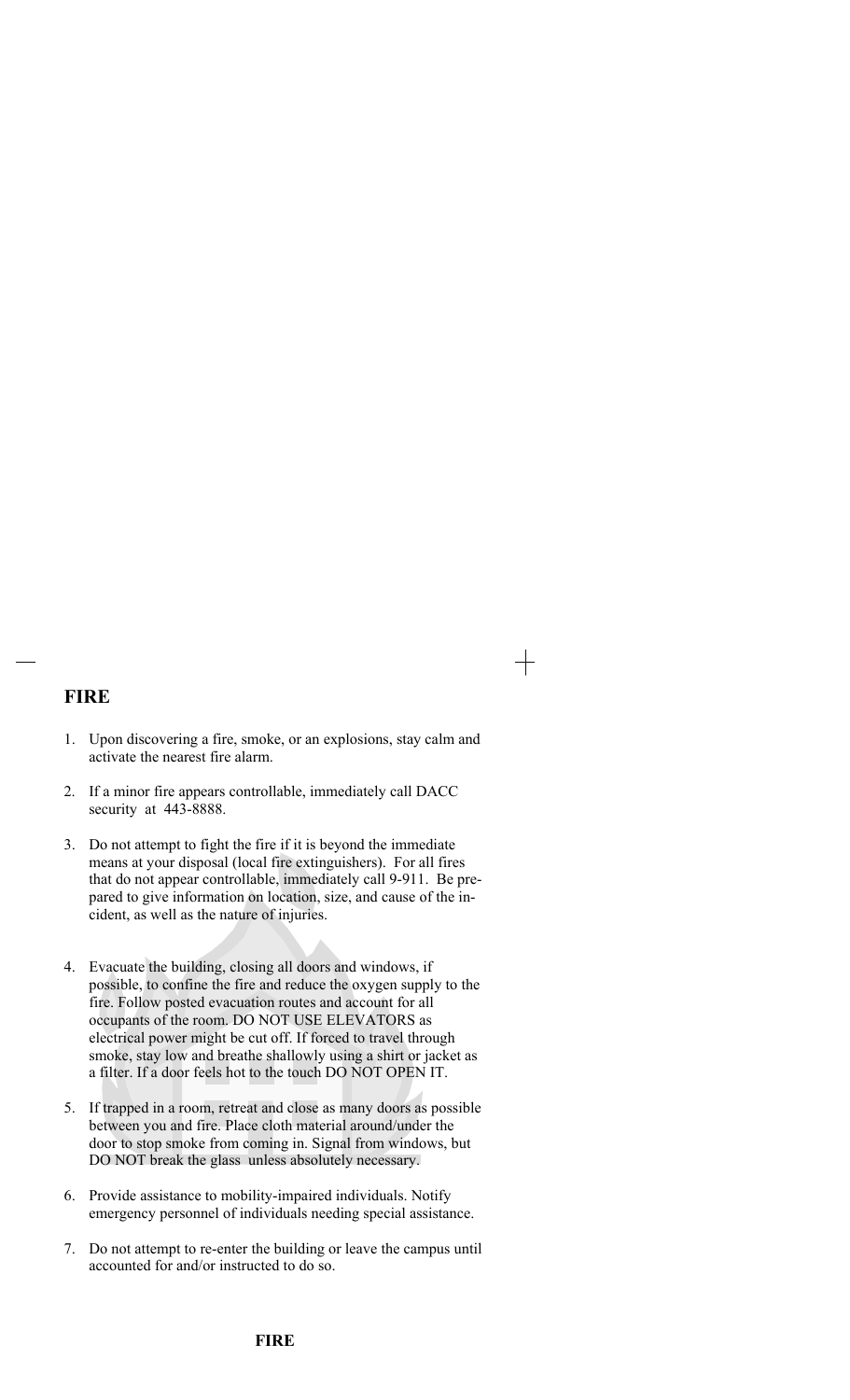## FIRE

1. Upon discovering a fire, smoke, or an explosions, stay calm and activate the nearest fire alarm.

2. If a minor fire appears controllable, immediately call DACC security at 443-8888.

3. Do not attempt to fight the fire if it is beyond the immediate means at your disposal (local fire extinguishers). For all fires that do not appear controllable, immediately call 9-911. Be prepared to give information on location, size, and cause of the incident, as well as the nature of injuries.

4. Evacuate the building, closing all doors and windows, if possible, to confine the fire and reduce the oxygen supply to the fire. Follow posted evacuation routes and account for all occupants of the room. DO NOT USE ELEVATORS as electrical power might be cut off. If forced to travel through smoke, stay low and breathe shallowly using a shirt or jacket as a filter. If a door feels hot to the touch DO NOT OPEN IT.

5. If trapped in a room, retreat and close as many doors as possible between you and fire. Place cloth material around/under the door to stop smoke from coming in. Signal from windows, but DO NOT break the glass unless absolutely necessary.

6. Provide assistance to mobility-impaired individuals. Notify emergency personnel of individuals needing special assistance.

7. Do not attempt to re-enter the building or leave the campus until accounted for and/or instructed to do so.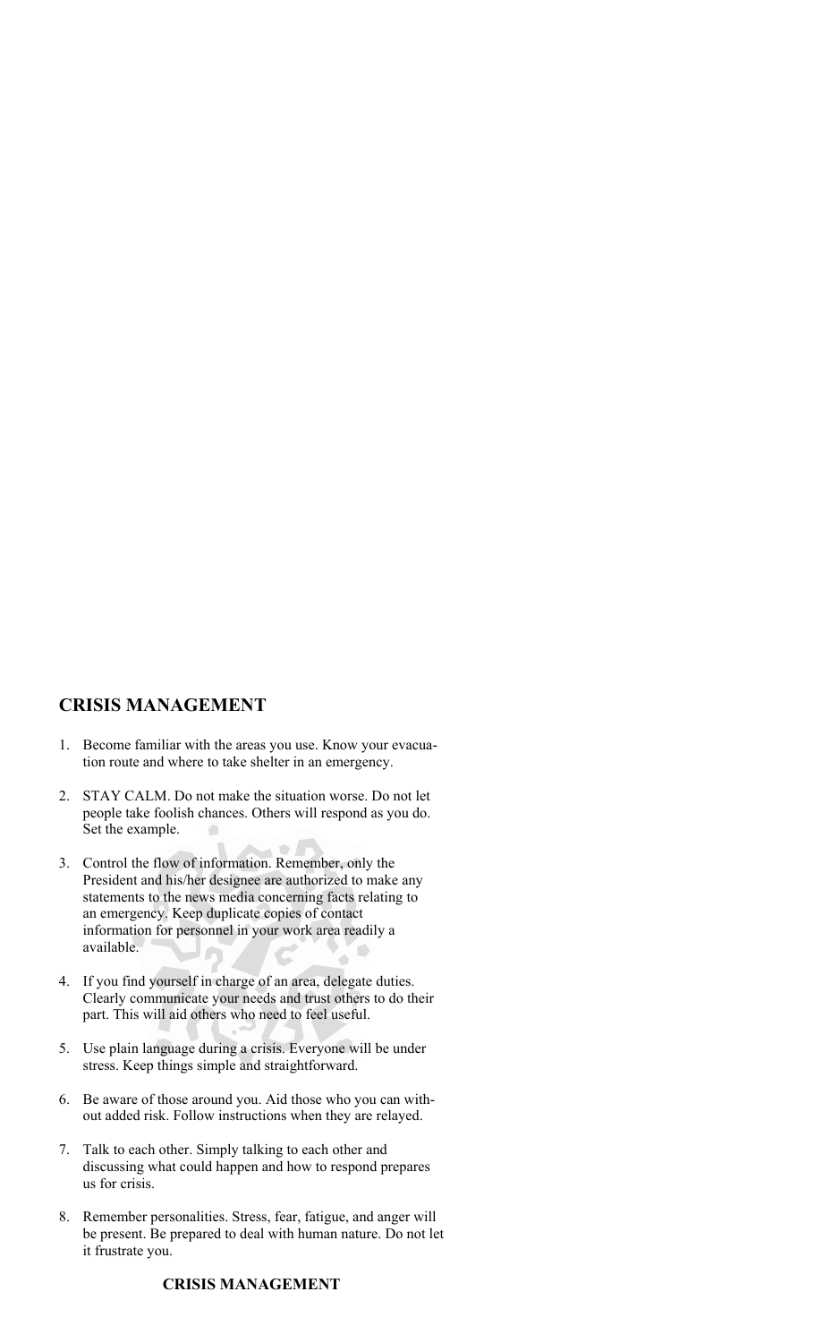## CRISIS MANAGEMENT

1. Become familiar with the areas you use. Know your evacuation route and where to take shelter in an emergency.

2. STAY CALM. Do not make the situation worse. Do not let people take foolish chances. Others will respond as you do. Set the example.

3. Control the flow of information. Remember, only the President and his/her designee are authorized to make any statements to the news media concerning facts relating to an emergency. Keep duplicate copies of contact information for personnel in your work area readily a available.

4. If you find yourself in charge of an area, delegate duties. Clearly communicate your needs and trust others to do their part. This will aid others who need to feel useful.

5. Use plain language during a crisis. Everyone will be under stress. Keep things simple and straightforward.

6. Be aware of those around you. Aid those who you can without added risk. Follow instructions when they are relayed.

7. Talk to each other. Simply talking to each other and discussing what could happen and how to respond prepares us for crisis.

8. Remember personalities. Stress, fear, fatigue, and anger will be present. Be prepared to deal with human nature. Do not let it frustrate you.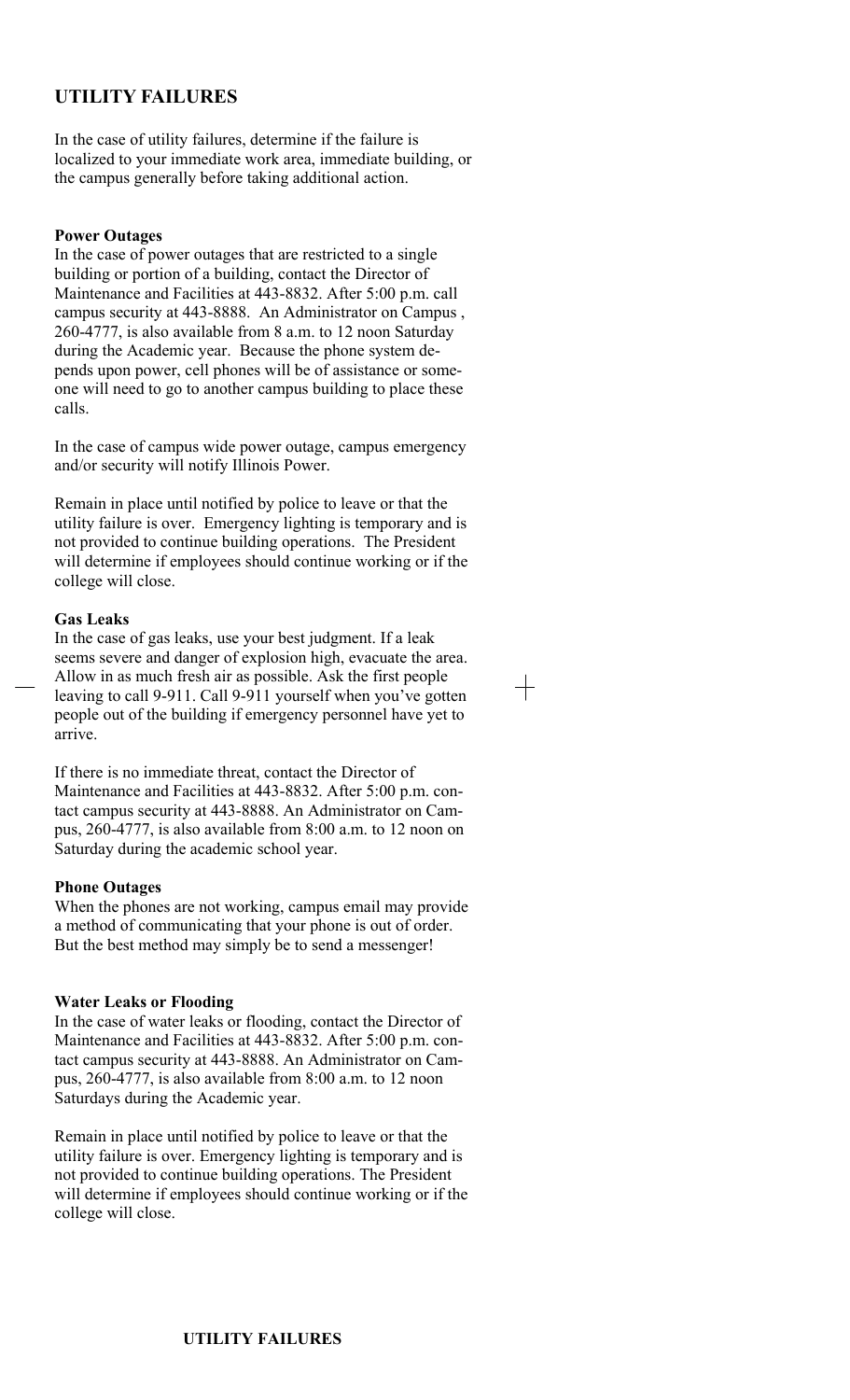## UTILITY FAILURES

In the case of utility failures, determine if the failure is localized to your immediate work area, immediate building, or the campus generally before taking additional action.

### Power Outages

In the case of power outages that are restricted to a single building or portion of a building, contact the Director of Maintenance and Facilities at 443-8832. After 5:00 p.m. call campus security at 443-8888. An Administrator on Campus , 260-4777, is also available from 8 a.m. to 12 noon Saturday during the Academic year. Because the phone system depends upon power, cell phones will be of assistance or someone will need to go to another campus building to place these calls.

In the case of campus wide power outage, campus emergency and/or security will notify Illinois Power.

Remain in place until notified by police to leave or that the utility failure is over. Emergency lighting is temporary and is not provided to continue building operations. The President will determine if employees should continue working or if the college will close.

### Gas Leaks

In the case of gas leaks, use your best judgment. If a leak seems severe and danger of explosion high, evacuate the area. Allow in as much fresh air as possible. Ask the first people leaving to call 9-911. Call 9-911 yourself when you've gotten people out of the building if emergency personnel have yet to arrive.

If there is no immediate threat, contact the Director of Maintenance and Facilities at 443-8832. After 5:00 p.m. contact campus security at 443-8888. An Administrator on Campus, 260-4777, is also available from 8:00 a.m. to 12 noon on Saturday during the academic school year.

### Phone Outages

When the phones are not working, campus email may provide a method of communicating that your phone is out of order. But the best method may simply be to send a messenger!

### Water Leaks or Flooding

In the case of water leaks or flooding, contact the Director of Maintenance and Facilities at 443-8832. After 5:00 p.m. contact campus security at 443-8888. An Administrator on Campus, 260-4777, is also available from 8:00 a.m. to 12 noon Saturdays during the Academic year.

Remain in place until notified by police to leave or that the utility failure is over. Emergency lighting is temporary and is not provided to continue building operations. The President will determine if employees should continue working or if the college will close.